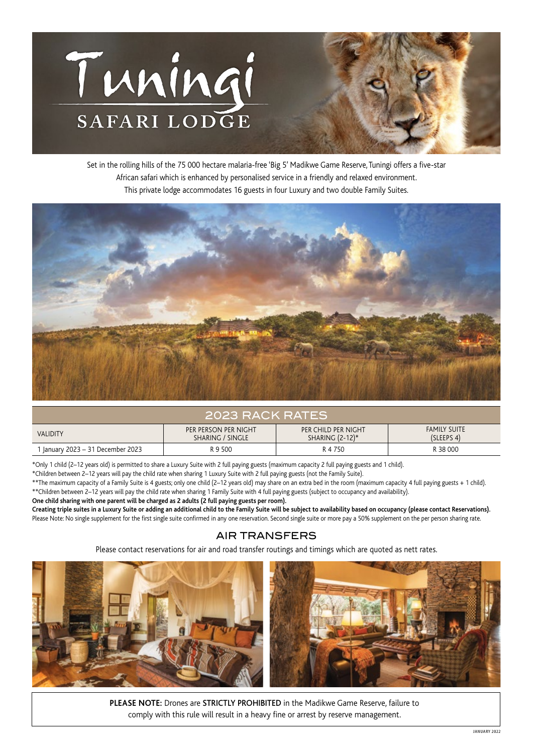# Tuningi

## SAFARI LODGE

Set in the rolling hills of the 75 000 hectare malaria-free 'Big 5' Madikwe Game Reserve, Tuningi offers a five-star African safari which is enhanced by personalised service in a friendly and relaxed environment. This private lodge accommodates 16 guests in four Luxury and two double Family Suites.

## 2023 RACK RATES

| VALIDITY | PER PERSON PER NIGHT SHARING / SINGLE | PER CHILD PER NIGHT SHARING (2-12)* | FAMILY SUITE (SLEEPS 4) |
|---|---|---|---|
| 1 January 2023 – 31 December 2023 | R 9 500 | R 4 750 | R 38 000 |

*Only 1 child (2–12 years old) is permitted to share a Luxury Suite with 2 full paying guests (maximum capacity 2 full paying guests and 1 child).

*Children between 2–12 years will pay the child rate when sharing 1 Luxury Suite with 2 full paying guests (not the Family Suite).

**The maximum capacity of a Family Suite is 4 guests; only one child (2–12 years old) may share on an extra bed in the room (maximum capacity 4 full paying guests + 1 child).

**Children between 2–12 years will pay the child rate when sharing 1 Family Suite with 4 full paying guests (subject to occupancy and availability).

**One child sharing with one parent will be charged as 2 adults (2 full paying guests per room).**

**Creating triple suites in a Luxury Suite or adding an additional child to the Family Suite will be subject to availability based on occupancy (please contact Reservations).**

Please Note: No single supplement for the first single suite confirmed in any one reservation. Second single suite or more pay a 50% supplement on the per person sharing rate.

## AIR TRANSFERS

Please contact reservations for air and road transfer routings and timings which are quoted as nett rates.

**PLEASE NOTE:** Drones are **STRICTLY PROHIBITED** in the Madikwe Game Reserve, failure to comply with this rule will result in a heavy fine or arrest by reserve management.

JANUARY 2022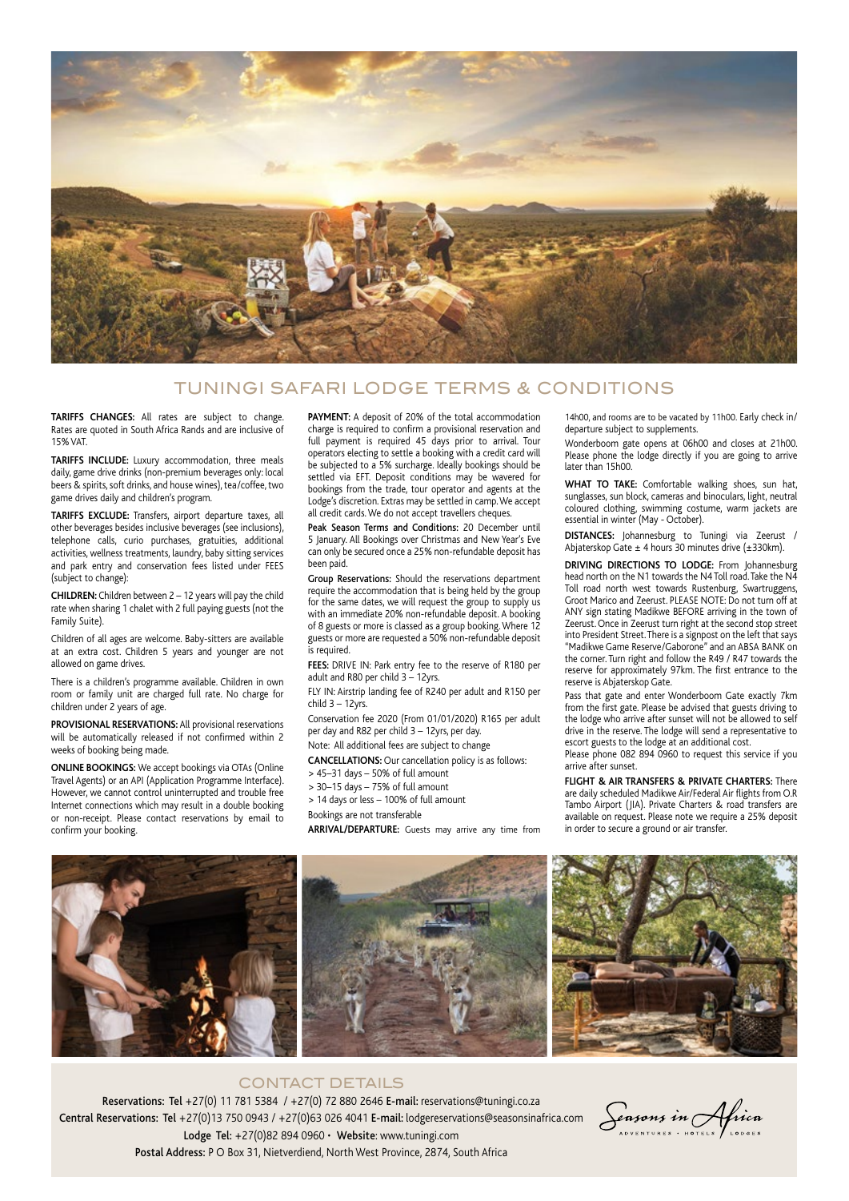# TUNINGI SAFARI LODGE TERMS & CONDITIONS

**TARIFFS CHANGES:** All rates are subject to change. Rates are quoted in South Africa Rands and are inclusive of 15% VAT.

**TARIFFS INCLUDE:** Luxury accommodation, three meals daily, game drive drinks (non-premium beverages only: local beers & spirits, soft drinks, and house wines), tea/coffee, two game drives daily and children's program.

**TARIFFS EXCLUDE:** Transfers, airport departure taxes, all other beverages besides inclusive beverages (see inclusions), telephone calls, curio purchases, gratuities, additional activities, wellness treatments, laundry, baby sitting services and park entry and conservation fees listed under FEES (subject to change):

**CHILDREN:** Children between 2 – 12 years will pay the child rate when sharing 1 chalet with 2 full paying guests (not the Family Suite).

Children of all ages are welcome. Baby-sitters are available at an extra cost. Children 5 years and younger are not allowed on game drives.

There is a children's programme available. Children in own room or family unit are charged full rate. No charge for children under 2 years of age.

**PROVISIONAL RESERVATIONS:** All provisional reservations will be automatically released if not confirmed within 2 weeks of booking being made.

**ONLINE BOOKINGS:** We accept bookings via OTAs (Online Travel Agents) or an API (Application Programme Interface). However, we cannot control uninterrupted and trouble free Internet connections which may result in a double booking or non-receipt. Please contact reservations by email to confirm your booking.

**PAYMENT:** A deposit of 20% of the total accommodation charge is required to confirm a provisional reservation and full payment is required 45 days prior to arrival. Tour operators electing to settle a booking with a credit card will be subjected to a 5% surcharge. Ideally bookings should be settled via EFT. Deposit conditions may be wavered for bookings from the trade, tour operator and agents at the Lodge's discretion. Extras may be settled in camp. We accept all credit cards. We do not accept travellers cheques.

**Peak Season Terms and Conditions:** 20 December until 5 January. All Bookings over Christmas and New Year's Eve can only be secured once a 25% non-refundable deposit has been paid.

**Group Reservations:** Should the reservations department require the accommodation that is being held by the group for the same dates, we will request the group to supply us with an immediate 20% non-refundable deposit. A booking of 8 guests or more is classed as a group booking. Where 12 guests or more are requested a 50% non-refundable deposit is required.

**FEES:** DRIVE IN: Park entry fee to the reserve of R180 per adult and R80 per child 3 – 12yrs.

FLY IN: Airstrip landing fee of R240 per adult and R150 per child 3 – 12yrs.

Conservation fee 2020 (From 01/01/2020) R165 per adult per day and R82 per child 3 – 12yrs, per day.

Note: All additional fees are subject to change

**CANCELLATIONS:** Our cancellation policy is as follows:

> 45–31 days – 50% of full amount
> 30–15 days – 75% of full amount
> 14 days or less – 100% of full amount

Bookings are not transferable

**ARRIVAL/DEPARTURE:** Guests may arrive any time from 14h00, and rooms are to be vacated by 11h00. Early check in/ departure subject to supplements.

Wonderboom gate opens at 06h00 and closes at 21h00. Please phone the lodge directly if you are going to arrive later than 15h00.

**WHAT TO TAKE:** Comfortable walking shoes, sun hat, sunglasses, sun block, cameras and binoculars, light, neutral coloured clothing, swimming costume, warm jackets are essential in winter (May - October).

**DISTANCES:** Johannesburg to Tuningi via Zeerust / Abjaterskop Gate ± 4 hours 30 minutes drive (±330km).

**DRIVING DIRECTIONS TO LODGE:** From Johannesburg head north on the N1 towards the N4 Toll road. Take the N4 Toll road north west towards Rustenburg, Swartruggens, Groot Marico and Zeerust. PLEASE NOTE: Do not turn off at ANY sign stating Madikwe BEFORE arriving in the town of Zeerust. Once in Zeerust turn right at the second stop street into President Street. There is a signpost on the left that says "Madikwe Game Reserve/Gaborone" and an ABSA BANK on the corner. Turn right and follow the R49 / R47 towards the reserve for approximately 97km. The first entrance to the reserve is Abjaterskop Gate.

Pass that gate and enter Wonderboom Gate exactly 7km from the first gate. Please be advised that guests driving to the lodge who arrive after sunset will not be allowed to self drive in the reserve. The lodge will send a representative to escort guests to the lodge at an additional cost.

Please phone 082 894 0960 to request this service if you arrive after sunset.

**FLIGHT & AIR TRANSFERS & PRIVATE CHARTERS:** There are daily scheduled Madikwe Air/Federal Air flights from O.R Tambo Airport (JIA). Private Charters & road transfers are available on request. Please note we require a 25% deposit in order to secure a ground or air transfer.

## CONTACT DETAILS

**Reservations: Tel** +27(0) 11 781 5384 / +27(0) 72 880 2646 **E-mail:** reservations@tuningi.co.za
**Central Reservations: Tel** +27(0)13 750 0943 / +27(0)63 026 4041 **E-mail:** lodgereservations@seasonsinafrica.com
**Lodge Tel:** +27(0)82 894 0960 • **Website**: www.tuningi.com
**Postal Address:** P O Box 31, Nietverdiend, North West Province, 2874, South Africa

Seasons in Africa
ADVENTURES • HOTELS • LODGES